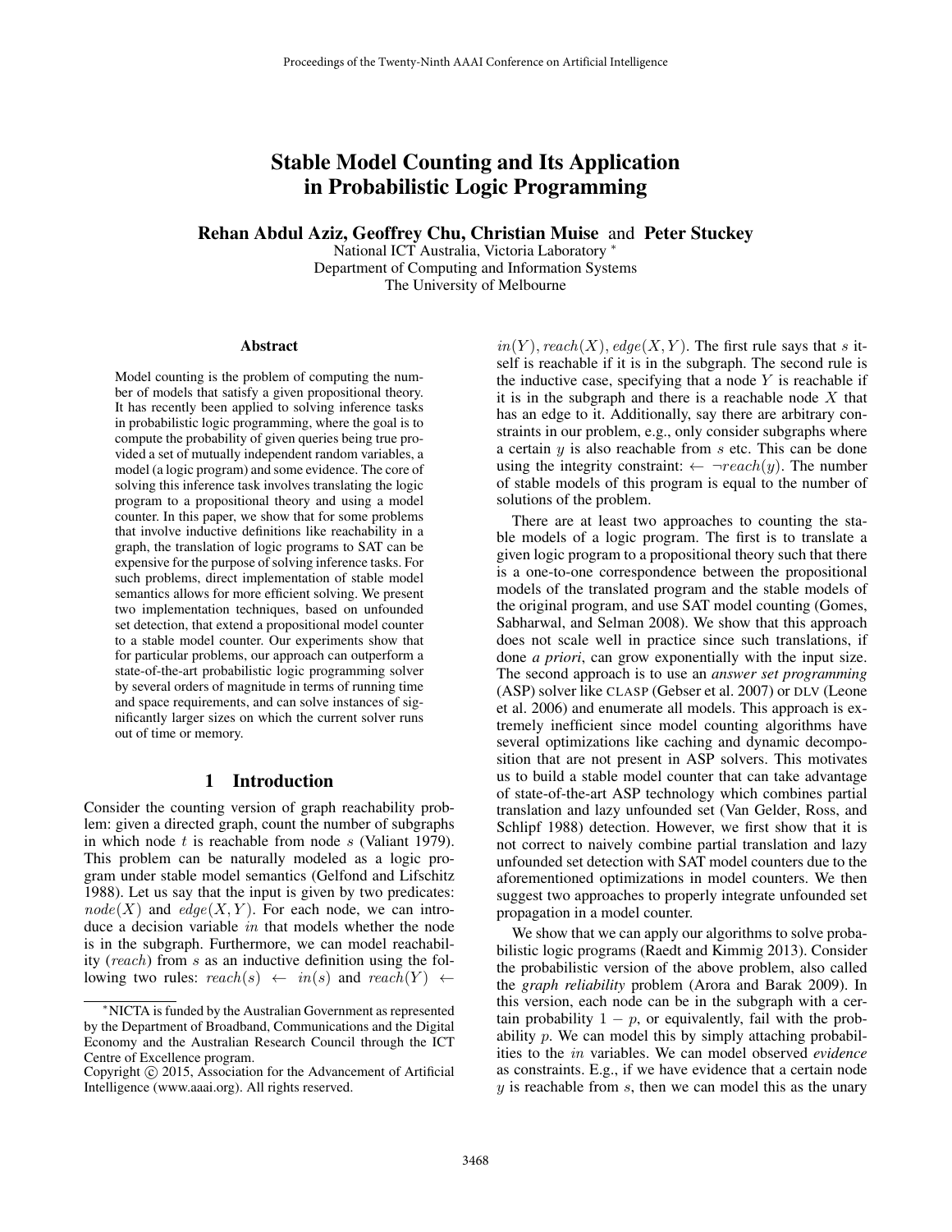# Stable Model Counting and Its Application in Probabilistic Logic Programming

**Rehan Abdul Aziz, Geoffrey Chu, Christian Muise and Peter Stuckey**

National ICT Australia, Victoria Laboratory *
Department of Computing and Information Systems
The University of Melbourne

## Abstract

Model counting is the problem of computing the number of models that satisfy a given propositional theory. It has recently been applied to solving inference tasks in probabilistic logic programming, where the goal is to compute the probability of given queries being true provided a set of mutually independent random variables, a model (a logic program) and some evidence. The core of solving this inference task involves translating the logic program to a propositional theory and using a model counter. In this paper, we show that for some problems that involve inductive definitions like reachability in a graph, the translation of logic programs to SAT can be expensive for the purpose of solving inference tasks. For such problems, direct implementation of stable model semantics allows for more efficient solving. We present two implementation techniques, based on unfounded set detection, that extend a propositional model counter to a stable model counter. Our experiments show that for particular problems, our approach can outperform a state-of-the-art probabilistic logic programming solver by several orders of magnitude in terms of running time and space requirements, and can solve instances of significantly larger sizes on which the current solver runs out of time or memory.

## 1 Introduction

Consider the counting version of graph reachability problem: given a directed graph, count the number of subgraphs in which node $t$ is reachable from node $s$ (Valiant 1979). This problem can be naturally modeled as a logic program under stable model semantics (Gelfond and Lifschitz 1988). Let us say that the input is given by two predicates: $node(X)$ and $edge(X, Y)$. For each node, we can introduce a decision variable $in$ that models whether the node is in the subgraph. Furthermore, we can model reachability ($reach$) from $s$ as an inductive definition using the following two rules: $reach(s) \leftarrow in(s)$ and $reach(Y) \leftarrow in(Y), reach(X), edge(X, Y)$. The first rule says that $s$ itself is reachable if it is in the subgraph. The second rule is the inductive case, specifying that a node $Y$ is reachable if it is in the subgraph and there is a reachable node $X$ that has an edge to it. Additionally, say there are arbitrary constraints in our problem, e.g., only consider subgraphs where a certain $y$ is also reachable from $s$ etc. This can be done using the integrity constraint: $\leftarrow \neg reach(y)$. The number of stable models of this program is equal to the number of solutions of the problem.

There are at least two approaches to counting the stable models of a logic program. The first is to translate a given logic program to a propositional theory such that there is a one-to-one correspondence between the propositional models of the translated program and the stable models of the original program, and use SAT model counting (Gomes, Sabharwal, and Selman 2008). We show that this approach does not scale well in practice since such translations, if done *a priori*, can grow exponentially with the input size. The second approach is to use an *answer set programming* (ASP) solver like CLASP (Gebser et al. 2007) or DLV (Leone et al. 2006) and enumerate all models. This approach is extremely inefficient since model counting algorithms have several optimizations like caching and dynamic decomposition that are not present in ASP solvers. This motivates us to build a stable model counter that can take advantage of state-of-the-art ASP technology which combines partial translation and lazy unfounded set (Van Gelder, Ross, and Schlipf 1988) detection. However, we first show that it is not correct to naively combine partial translation and lazy unfounded set detection with SAT model counters due to the aforementioned optimizations in model counters. We then suggest two approaches to properly integrate unfounded set propagation in a model counter.

We show that we can apply our algorithms to solve probabilistic logic programs (Raedt and Kimmig 2013). Consider the probabilistic version of the above problem, also called the *graph reliability* problem (Arora and Barak 2009). In this version, each node can be in the subgraph with a certain probability $1 - p$, or equivalently, fail with the probability $p$. We can model this by simply attaching probabilities to the $in$ variables. We can model observed *evidence* as constraints. E.g., if we have evidence that a certain node $y$ is reachable from $s$, then we can model this as the unary

*NICTA is funded by the Australian Government as represented by the Department of Broadband, Communications and the Digital Economy and the Australian Research Council through the ICT Centre of Excellence program.

Copyright © 2015, Association for the Advancement of Artificial Intelligence (www.aaai.org). All rights reserved.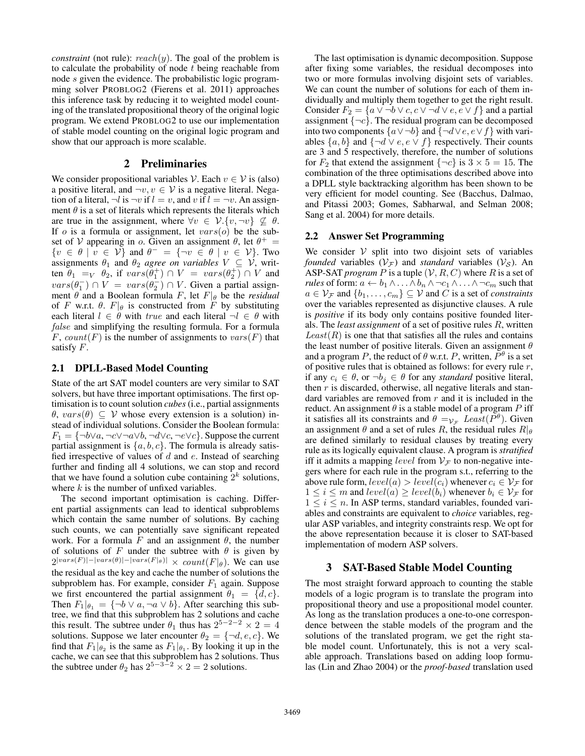*constraint* (not rule): $reach(y)$. The goal of the problem is to calculate the probability of node $t$ being reachable from node $s$ given the evidence. The probabilistic logic programming solver PROBLOG2 (Fierens et al. 2011) approaches this inference task by reducing it to weighted model counting of the translated propositional theory of the original logic program. We extend PROBLOG2 to use our implementation of stable model counting on the original logic program and show that our approach is more scalable.

## 2 Preliminaries

We consider propositional variables $\mathcal{V}$. Each $v \in \mathcal{V}$ is (also) a positive literal, and $\neg v, v \in \mathcal{V}$ is a negative literal. Negation of a literal, $\neg l$ is $\neg v$ if $l = v$, and $v$ if $l = \neg v$. An assignment $\theta$ is a set of literals which represents the literals which are true in the assignment, where $\forall v \in \mathcal{V}.\{v, \neg v\} \not\subseteq \theta$. If $o$ is a formula or assignment, let $vars(o)$ be the subset of $\mathcal{V}$ appearing in $o$. Given an assignment $\theta$, let $\theta^+ = \{v \in \theta \mid v \in \mathcal{V}\}$ and $\theta^- = \{\neg v \in \theta \mid v \in \mathcal{V}\}$. Two assignments $\theta_1$ and $\theta_2$ *agree on variables* $V \subseteq \mathcal{V}$, written $\theta_1 =_V \theta_2$, if $vars(\theta_1^+) \cap V = vars(\theta_2^+) \cap V$ and $vars(\theta_1^-) \cap V = vars(\theta_2^-) \cap V$. Given a partial assignment $\theta$ and a Boolean formula $F$, let $F|_\theta$ be the *residual* of $F$ w.r.t. $\theta$. $F|_\theta$ is constructed from $F$ by substituting each literal $l \in \theta$ with $true$ and each literal $\neg l \in \theta$ with $false$ and simplifying the resulting formula. For a formula $F$, $count(F)$ is the number of assignments to $vars(F)$ that satisfy $F$.

### 2.1 DPLL-Based Model Counting

State of the art SAT model counters are very similar to SAT solvers, but have three important optimisations. The first optimisation is to count solution *cubes* (i.e., partial assignments $\theta$, $vars(\theta) \subseteq \mathcal{V}$ whose every extension is a solution) instead of individual solutions. Consider the Boolean formula: $F_1 = \{\neg b \vee a, \neg c \vee \neg a \vee b, \neg d \vee c, \neg e \vee c\}$. Suppose the current partial assignment is $\{a, b, c\}$. The formula is already satisfied irrespective of values of $d$ and $e$. Instead of searching further and finding all 4 solutions, we can stop and record that we have found a solution cube containing $2^k$ solutions, where $k$ is the number of unfixed variables.

The second important optimisation is caching. Different partial assignments can lead to identical subproblems which contain the same number of solutions. By caching such counts, we can potentially save significant repeated work. For a formula $F$ and an assignment $\theta$, the number of solutions of $F$ under the subtree with $\theta$ is given by $2^{|vars(F)| - |vars(\theta)| - |vars(F|_\theta)|} \times count(F|_\theta)$. We can use the residual as the key and cache the number of solutions the subproblem has. For example, consider $F_1$ again. Suppose we first encountered the partial assignment $\theta_1 = \{d, c\}$. Then $F_1|_{\theta_1} = \{\neg b \vee a, \neg a \vee b\}$. After searching this subtree, we find that this subproblem has 2 solutions and cache this result. The subtree under $\theta_1$ thus has $2^{5-2-2} \times 2 = 4$ solutions. Suppose we later encounter $\theta_2 = \{\neg d, e, c\}$. We find that $F_1|_{\theta_2}$ is the same as $F_1|_{\theta_1}$. By looking it up in the cache, we can see that this subproblem has 2 solutions. Thus the subtree under $\theta_2$ has $2^{5-3-2} \times 2 = 2$ solutions.

The last optimisation is dynamic decomposition. Suppose after fixing some variables, the residual decomposes into two or more formulas involving disjoint sets of variables. We can count the number of solutions for each of them individually and multiply them together to get the right result. Consider $F_2 = \{a \vee \neg b \vee c, c \vee \neg d \vee e, e \vee f\}$ and a partial assignment $\{\neg c\}$. The residual program can be decomposed into two components $\{a \vee \neg b\}$ and $\{\neg d \vee e, e \vee f\}$ with variables $\{a, b\}$ and $\{\neg d \vee e, e \vee f\}$ respectively. Their counts are 3 and 5 respectively, therefore, the number of solutions for $F_2$ that extend the assignment $\{\neg c\}$ is $3 \times 5 = 15$. The combination of the three optimisations described above into a DPLL style backtracking algorithm has been shown to be very efficient for model counting. See (Bacchus, Dalmao, and Pitassi 2003; Gomes, Sabharwal, and Selman 2008; Sang et al. 2004) for more details.

### 2.2 Answer Set Programming

We consider $\mathcal{V}$ split into two disjoint sets of variables *founded* variables ($\mathcal{V}_\mathcal{F}$) and *standard* variables ($\mathcal{V}_\mathcal{S}$). An ASP-SAT *program* $P$ is a tuple $(\mathcal{V}, R, C)$ where $R$ is a set of *rules* of form: $a \leftarrow b_1 \wedge \ldots \wedge b_n \wedge \neg c_1 \wedge \ldots \wedge \neg c_m$ such that $a \in \mathcal{V}_\mathcal{F}$ and $\{b_1, \ldots, c_m\} \subseteq \mathcal{V}$ and $C$ is a set of *constraints* over the variables represented as disjunctive clauses. A rule is *positive* if its body only contains positive founded literals. The *least assignment* of a set of positive rules $R$, written $Least(R)$ is one that that satisfies all the rules and contains the least number of positive literals. Given an assignment $\theta$ and a program $P$, the reduct of $\theta$ w.r.t. $P$, written, $P^\theta$ is a set of positive rules that is obtained as follows: for every rule $r$, if any $c_i \in \theta$, or $\neg b_j \in \theta$ for any *standard* positive literal, then $r$ is discarded, otherwise, all negative literals and standard variables are removed from $r$ and it is included in the reduct. An assignment $\theta$ is a stable model of a program $P$ iff it satisfies all its constraints and $\theta =_{\mathcal{V}_\mathcal{F}} Least(P^\theta)$. Given an assignment $\theta$ and a set of rules $R$, the residual rules $R|_\theta$ are defined similarly to residual clauses by treating every rule as its logically equivalent clause. A program is *stratified* iff it admits a mapping $level$ from $\mathcal{V}_\mathcal{F}$ to non-negative integers where for each rule in the program s.t., referring to the above rule form, $level(a) > level(c_i)$ whenever $c_i \in \mathcal{V}_\mathcal{F}$ for $1 \leq i \leq m$ and $level(a) \geq level(b_i)$ whenever $b_i \in \mathcal{V}_\mathcal{F}$ for $1 \leq i \leq n$. In ASP terms, standard variables, founded variables and constraints are equivalent to *choice* variables, regular ASP variables, and integrity constraints resp. We opt for the above representation because it is closer to SAT-based implementation of modern ASP solvers.

## 3 SAT-Based Stable Model Counting

The most straight forward approach to counting the stable models of a logic program is to translate the program into propositional theory and use a propositional model counter. As long as the translation produces a one-to-one correspondence between the stable models of the program and the solutions of the translated program, we get the right stable model count. Unfortunately, this is not a very scalable approach. Translations based on adding loop formulas (Lin and Zhao 2004) or the *proof-based* translation used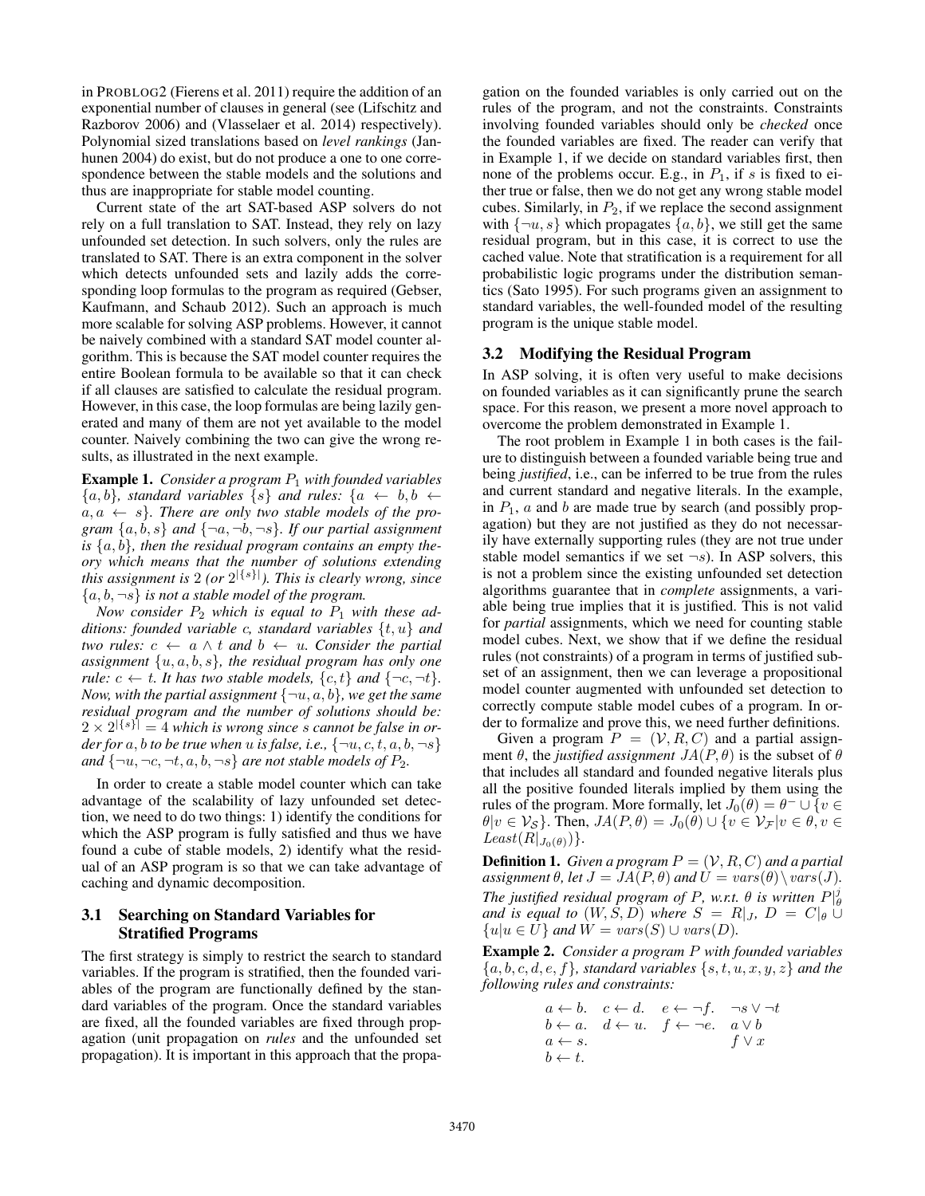in PROBLOG2 (Fierens et al. 2011) require the addition of an exponential number of clauses in general (see (Lifschitz and Razborov 2006) and (Vlasselaer et al. 2014) respectively). Polynomial sized translations based on *level rankings* (Janhunen 2004) do exist, but do not produce a one to one correspondence between the stable models and the solutions and thus are inappropriate for stable model counting.

Current state of the art SAT-based ASP solvers do not rely on a full translation to SAT. Instead, they rely on lazy unfounded set detection. In such solvers, only the rules are translated to SAT. There is an extra component in the solver which detects unfounded sets and lazily adds the corresponding loop formulas to the program as required (Gebser, Kaufmann, and Schaub 2012). Such an approach is much more scalable for solving ASP problems. However, it cannot be naively combined with a standard SAT model counter algorithm. This is because the SAT model counter requires the entire Boolean formula to be available so that it can check if all clauses are satisfied to calculate the residual program. However, in this case, the loop formulas are being lazily generated and many of them are not yet available to the model counter. Naively combining the two can give the wrong results, as illustrated in the next example.

**Example 1.** *Consider a program $P_1$ with founded variables $\{a, b\}$, standard variables $\{s\}$ and rules: $\{a \leftarrow b, b \leftarrow a, a \leftarrow s\}$. There are only two stable models of the program $\{a, b, s\}$ and $\{\neg a, \neg b, \neg s\}$. If our partial assignment is $\{a, b\}$, then the residual program contains an empty theory which means that the number of solutions extending this assignment is 2 (or $2^{|\{s\}|}$). This is clearly wrong, since $\{a, b, \neg s\}$ is not a stable model of the program.*

*Now consider $P_2$ which is equal to $P_1$ with these additions: founded variable $c$, standard variables $\{t, u\}$ and two rules: $c \leftarrow a \wedge t$ and $b \leftarrow u$. Consider the partial assignment $\{u, a, b, s\}$, the residual program has only one rule: $c \leftarrow t$. It has two stable models, $\{c, t\}$ and $\{\neg c, \neg t\}$. Now, with the partial assignment $\{\neg u, a, b\}$, we get the same residual program and the number of solutions should be: $2 \times 2^{|\{s\}|} = 4$ which is wrong since $s$ cannot be false in order for $a, b$ to be true when $u$ is false, i.e., $\{\neg u, c, t, a, b, \neg s\}$ and $\{\neg u, \neg c, \neg t, a, b, \neg s\}$ are not stable models of $P_2$.*

In order to create a stable model counter which can take advantage of the scalability of lazy unfounded set detection, we need to do two things: 1) identify the conditions for which the ASP program is fully satisfied and thus we have found a cube of stable models, 2) identify what the residual of an ASP program is so that we can take advantage of caching and dynamic decomposition.

### 3.1 Searching on Standard Variables for Stratified Programs

The first strategy is simply to restrict the search to standard variables. If the program is stratified, then the founded variables of the program are functionally defined by the standard variables of the program. Once the standard variables are fixed, all the founded variables are fixed through propagation (unit propagation on *rules* and the unfounded set propagation). It is important in this approach that the propagation on the founded variables is only carried out on the rules of the program, and not the constraints. Constraints involving founded variables should only be *checked* once the founded variables are fixed. The reader can verify that in Example 1, if we decide on standard variables first, then none of the problems occur. E.g., in $P_1$, if $s$ is fixed to either true or false, then we do not get any wrong stable model cubes. Similarly, in $P_2$, if we replace the second assignment with $\{\neg u, s\}$ which propagates $\{a, b\}$, we still get the same residual program, but in this case, it is correct to use the cached value. Note that stratification is a requirement for all probabilistic logic programs under the distribution semantics (Sato 1995). For such programs given an assignment to standard variables, the well-founded model of the resulting program is the unique stable model.

### 3.2 Modifying the Residual Program

In ASP solving, it is often very useful to make decisions on founded variables as it can significantly prune the search space. For this reason, we present a more novel approach to overcome the problem demonstrated in Example 1.

The root problem in Example 1 in both cases is the failure to distinguish between a founded variable being true and being *justified*, i.e., can be inferred to be true from the rules and current standard and negative literals. In the example, in $P_1$, $a$ and $b$ are made true by search (and possibly propagation) but they are not justified as they do not necessarily have externally supporting rules (they are not true under stable model semantics if we set $\neg s$). In ASP solvers, this is not a problem since the existing unfounded set detection algorithms guarantee that in *complete* assignments, a variable being true implies that it is justified. This is not valid for *partial* assignments, which we need for counting stable model cubes. Next, we show that if we define the residual rules (not constraints) of a program in terms of justified subset of an assignment, then we can leverage a propositional model counter augmented with unfounded set detection to correctly compute stable model cubes of a program. In order to formalize and prove this, we need further definitions.

Given a program $P = (\mathcal{V}, R, C)$ and a partial assignment $\theta$, the *justified assignment* $JA(P, \theta)$ is the subset of $\theta$ that includes all standard and founded negative literals plus all the positive founded literals implied by them using the rules of the program. More formally, let $J_0(\theta) = \theta^- \cup \{v \in \theta | v \in \mathcal{V}_S\}$. Then, $JA(P, \theta) = J_0(\theta) \cup \{v \in \mathcal{V}_F | v \in \theta, v \in Least(R|_{J_0(\theta)})\}$.

**Definition 1.** *Given a program $P = (\mathcal{V}, R, C)$ and a partial assignment $\theta$, let $J = JA(P, \theta)$ and $U = vars(\theta) \setminus vars(J)$. The justified residual program of $P$, w.r.t. $\theta$ is written $P|^j_\theta$ and is equal to $(W, S, D)$ where $S = R|_J$, $D = C|_\theta \cup \{u | u \in U\}$ and $W = vars(S) \cup vars(D)$.*

**Example 2.** *Consider a program $P$ with founded variables $\{a, b, c, d, e, f\}$, standard variables $\{s, t, u, x, y, z\}$ and the following rules and constraints:*

$$
\begin{array}{llll}
a \leftarrow b. & c \leftarrow d. & e \leftarrow \neg f. & \neg s \vee \neg t \\
b \leftarrow a. & d \leftarrow u. & f \leftarrow \neg e. & a \vee b \\
a \leftarrow s. & & & f \vee x \\
b \leftarrow t. & & &
\end{array}
$$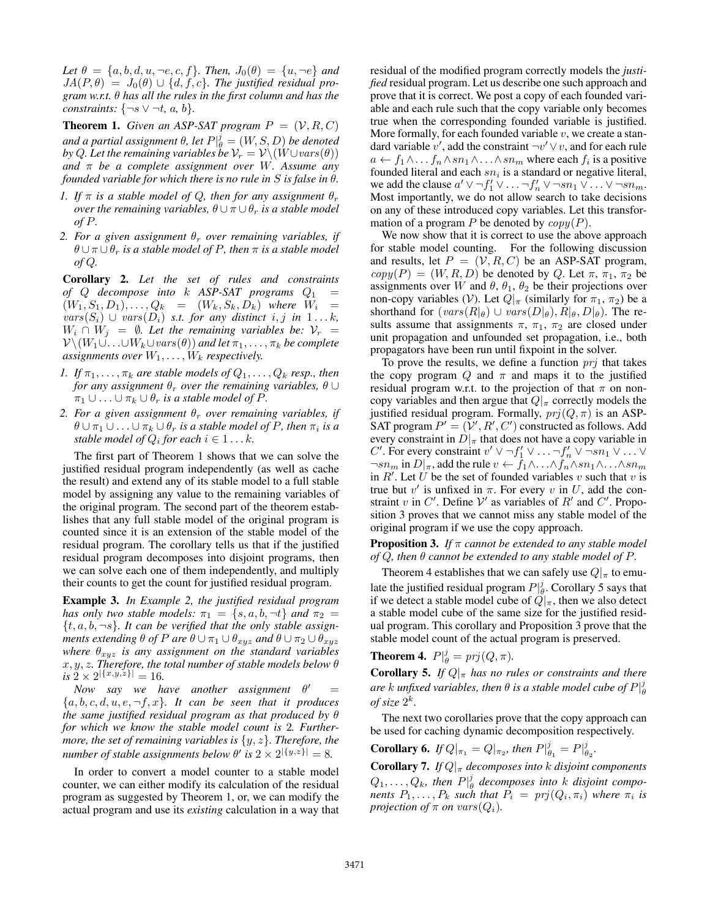*Let $\theta = \{a, b, d, u, \neg e, c, f\}$. Then, $J_0(\theta) = \{u, \neg e\}$ and $JA(P, \theta) = J_0(\theta) \cup \{d, f, c\}$. The justified residual program w.r.t. $\theta$ has all the rules in the first column and has the constraints: $\{\neg s \vee \neg t,\ a,\ b\}$.*

**Theorem 1.** *Given an ASP-SAT program $P = (\mathcal{V}, R, C)$ and a partial assignment $\theta$, let $P|^j_\theta = (W, S, D)$ be denoted by $Q$. Let the remaining variables be $\mathcal{V}_r = \mathcal{V} \setminus (W \cup vars(\theta))$ and $\pi$ be a complete assignment over $W$. Assume any founded variable for which there is no rule in $S$ is false in $\theta$.*

1. *If $\pi$ is a stable model of $Q$, then for any assignment $\theta_r$ over the remaining variables, $\theta \cup \pi \cup \theta_r$ is a stable model of $P$.*
2. *For a given assignment $\theta_r$ over remaining variables, if $\theta \cup \pi \cup \theta_r$ is a stable model of $P$, then $\pi$ is a stable model of $Q$.*

**Corollary 2.** *Let the set of rules and constraints of $Q$ decompose into $k$ ASP-SAT programs $Q_1 = (W_1, S_1, D_1), \ldots, Q_k = (W_k, S_k, D_k)$ where $W_i = vars(S_i) \cup vars(D_i)$ s.t. for any distinct $i, j$ in $1 \ldots k$, $W_i \cap W_j = \emptyset$. Let the remaining variables be: $\mathcal{V}_r = \mathcal{V} \setminus (W_1 \cup \ldots \cup W_k \cup vars(\theta))$ and let $\pi_1, \ldots, \pi_k$ be complete assignments over $W_1, \ldots, W_k$ respectively.*

1. *If $\pi_1, \ldots, \pi_k$ are stable models of $Q_1, \ldots, Q_k$ resp., then for any assignment $\theta_r$ over the remaining variables, $\theta \cup \pi_1 \cup \ldots \cup \pi_k \cup \theta_r$ is a stable model of $P$.*
2. *For a given assignment $\theta_r$ over remaining variables, if $\theta \cup \pi_1 \cup \ldots \cup \pi_k \cup \theta_r$ is a stable model of $P$, then $\pi_i$ is a stable model of $Q_i$ for each $i \in 1 \ldots k$.*

The first part of Theorem 1 shows that we can solve the justified residual program independently (as well as cache the result) and extend any of its stable model to a full stable model by assigning any value to the remaining variables of the original program. The second part of the theorem establishes that any full stable model of the original program is counted since it is an extension of the stable model of the residual program. The corollary tells us that if the justified residual program decomposes into disjoint programs, then we can solve each one of them independently, and multiply their counts to get the count for justified residual program.

**Example 3.** *In Example 2, the justified residual program has only two stable models: $\pi_1 = \{s, a, b, \neg t\}$ and $\pi_2 = \{t, a, b, \neg s\}$. It can be verified that the only stable assignments extending $\theta$ of $P$ are $\theta \cup \pi_1 \cup \theta_{xyz}$ and $\theta \cup \pi_2 \cup \theta_{xyz}$ where $\theta_{xyz}$ is any assignment on the standard variables $x, y, z$. Therefore, the total number of stable models below $\theta$ is $2 \times 2^{|\{x,y,z\}|} = 16$.*

*Now say we have another assignment $\theta' = \{a, b, c, d, u, e, \neg f, x\}$. It can be seen that it produces the same justified residual program as that produced by $\theta$ for which we know the stable model count is 2. Furthermore, the set of remaining variables is $\{y, z\}$. Therefore, the number of stable assignments below $\theta'$ is $2 \times 2^{|\{y,z\}|} = 8$.*

In order to convert a model counter to a stable model counter, we can either modify its calculation of the residual program as suggested by Theorem 1, or, we can modify the actual program and use its *existing* calculation in a way that residual of the modified program correctly models the *justified* residual program. Let us describe one such approach and prove that it is correct. We post a copy of each founded variable and each rule such that the copy variable only becomes true when the corresponding founded variable is justified. More formally, for each founded variable $v$, we create a standard variable $v'$, add the constraint $\neg v' \vee v$, and for each rule $a \leftarrow f_1 \wedge \ldots f_n \wedge sn_1 \wedge \ldots \wedge sn_m$ where each $f_i$ is a positive founded literal and each $sn_i$ is a standard or negative literal, we add the clause $a' \vee \neg f'_1 \vee \ldots \neg f'_n \vee \neg sn_1 \vee \ldots \vee \neg sn_m$. Most importantly, we do not allow search to take decisions on any of these introduced copy variables. Let this transformation of a program $P$ be denoted by $copy(P)$.

We now show that it is correct to use the above approach for stable model counting. For the following discussion and results, let $P = (\mathcal{V}, R, C)$ be an ASP-SAT program, $copy(P) = (W, R, D)$ be denoted by $Q$. Let $\pi$, $\pi_1$, $\pi_2$ be assignments over $W$ and $\theta$, $\theta_1$, $\theta_2$ be their projections over non-copy variables ($\mathcal{V}$). Let $Q|_\pi$ (similarly for $\pi_1$, $\pi_2$) be a shorthand for $(vars(R|_\theta) \cup vars(D|_\theta), R|_\theta, D|_\theta)$. The results assume that assignments $\pi$, $\pi_1$, $\pi_2$ are closed under unit propagation and unfounded set propagation, i.e., both propagators have been run until fixpoint in the solver.

To prove the results, we define a function $prj$ that takes the copy program $Q$ and $\pi$ and maps it to the justified residual program w.r.t. to the projection of that $\pi$ on non-copy variables and then argue that $Q|_\pi$ correctly models the justified residual program. Formally, $prj(Q, \pi)$ is an ASP-SAT program $P' = (\mathcal{V}', R', C')$ constructed as follows. Add every constraint in $D|_\pi$ that does not have a copy variable in $C'$. For every constraint $v' \vee \neg f'_1 \vee \ldots \neg f'_n \vee \neg sn_1 \vee \ldots \vee \neg sn_m$ in $D|_\pi$, add the rule $v \leftarrow f_1 \wedge \ldots \wedge f_n \wedge sn_1 \wedge \ldots \wedge sn_m$ in $R'$. Let $U$ be the set of founded variables $v$ such that $v$ is true but $v'$ is unfixed in $\pi$. For every $v$ in $U$, add the constraint $v$ in $C'$. Define $\mathcal{V}'$ as variables of $R'$ and $C'$. Proposition 3 proves that we cannot miss any stable model of the original program if we use the copy approach.

**Proposition 3.** *If $\pi$ cannot be extended to any stable model of $Q$, then $\theta$ cannot be extended to any stable model of $P$.*

Theorem 4 establishes that we can safely use $Q|_\pi$ to emulate the justified residual program $P|^j_\theta$. Corollary 5 says that if we detect a stable model cube of $Q|_\pi$, then we also detect a stable model cube of the same size for the justified residual program. This corollary and Proposition 3 prove that the stable model count of the actual program is preserved.

**Theorem 4.** $P|^j_\theta = prj(Q, \pi)$.

**Corollary 5.** *If $Q|_\pi$ has no rules or constraints and there are $k$ unfixed variables, then $\theta$ is a stable model cube of $P|^j_\theta$ of size $2^k$.*

The next two corollaries prove that the copy approach can be used for caching dynamic decomposition respectively.

**Corollary 6.** *If $Q|_{\pi_1} = Q|_{\pi_2}$, then $P|^j_{\theta_1} = P|^j_{\theta_2}$.*

**Corollary 7.** *If $Q|_\pi$ decomposes into $k$ disjoint components $Q_1, \ldots, Q_k$, then $P|^j_\theta$ decomposes into $k$ disjoint components $P_1, \ldots, P_k$ such that $P_i = prj(Q_i, \pi_i)$ where $\pi_i$ is projection of $\pi$ on $vars(Q_i)$.*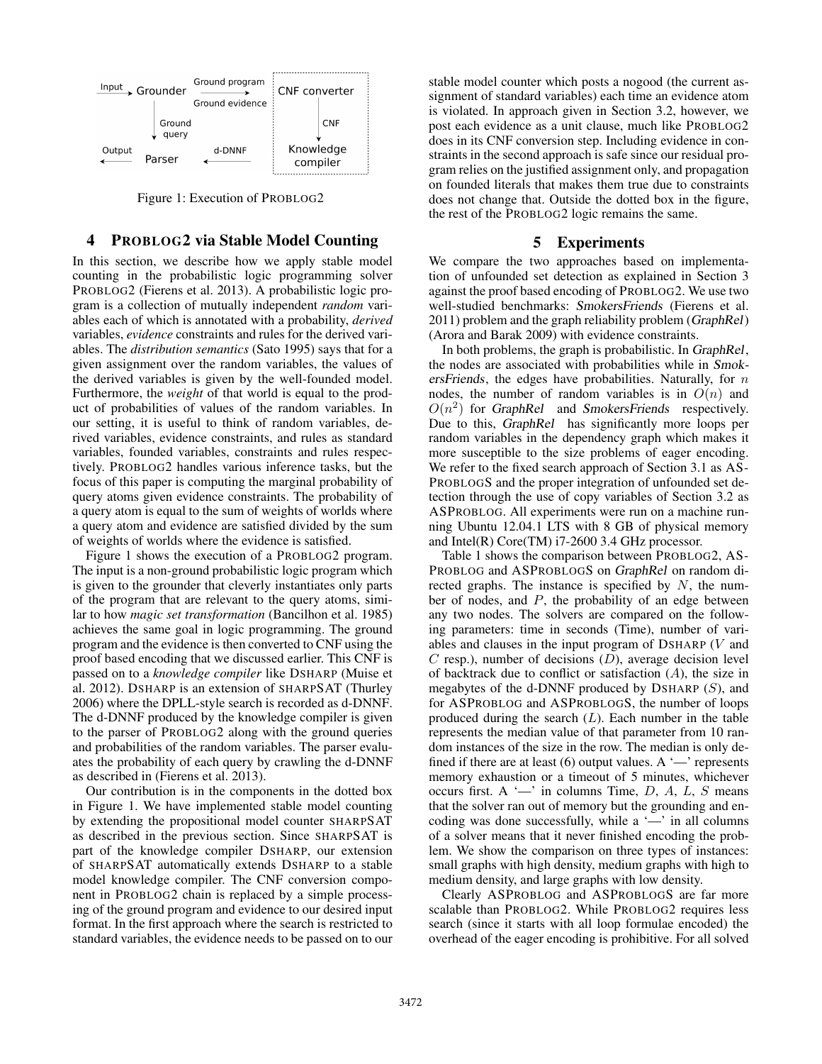Input → Grounder → Ground program / Ground evidence → CNF converter

Grounder → Ground query → Parser

CNF converter → CNF → Knowledge compiler

Knowledge compiler → d-DNNF → Parser → Output

Figure 1: Execution of PROBLOG2

## 4 PROBLOG2 via Stable Model Counting

In this section, we describe how we apply stable model counting in the probabilistic logic programming solver PROBLOG2 (Fierens et al. 2013). A probabilistic logic program is a collection of mutually independent *random* variables each of which is annotated with a probability, *derived* variables, *evidence* constraints and rules for the derived variables. The *distribution semantics* (Sato 1995) says that for a given assignment over the random variables, the values of the derived variables is given by the well-founded model. Furthermore, the *weight* of that world is equal to the product of probabilities of values of the random variables. In our setting, it is useful to think of random variables, derived variables, evidence constraints, and rules as standard variables, founded variables, constraints and rules respectively. PROBLOG2 handles various inference tasks, but the focus of this paper is computing the marginal probability of query atoms given evidence constraints. The probability of a query atom is equal to the sum of weights of worlds where a query atom and evidence are satisfied divided by the sum of weights of worlds where the evidence is satisfied.

Figure 1 shows the execution of a PROBLOG2 program. The input is a non-ground probabilistic logic program which is given to the grounder that cleverly instantiates only parts of the program that are relevant to the query atoms, similar to how *magic set transformation* (Bancilhon et al. 1985) achieves the same goal in logic programming. The ground program and the evidence is then converted to CNF using the proof based encoding that we discussed earlier. This CNF is passed on to a *knowledge compiler* like DSHARP (Muise et al. 2012). DSHARP is an extension of SHARPSAT (Thurley 2006) where the DPLL-style search is recorded as d-DNNF. The d-DNNF produced by the knowledge compiler is given to the parser of PROBLOG2 along with the ground queries and probabilities of the random variables. The parser evaluates the probability of each query by crawling the d-DNNF as described in (Fierens et al. 2013).

Our contribution is in the components in the dotted box in Figure 1. We have implemented stable model counting by extending the propositional model counter SHARPSAT as described in the previous section. Since SHARPSAT is part of the knowledge compiler DSHARP, our extension of SHARPSAT automatically extends DSHARP to a stable model knowledge compiler. The CNF conversion component in PROBLOG2 chain is replaced by a simple processing of the ground program and evidence to our desired input format. In the first approach where the search is restricted to standard variables, the evidence needs to be passed on to our stable model counter which posts a nogood (the current assignment of standard variables) each time an evidence atom is violated. In approach given in Section 3.2, however, we post each evidence as a unit clause, much like PROBLOG2 does in its CNF conversion step. Including evidence in constraints in the second approach is safe since our residual program relies on the justified assignment only, and propagation on founded literals that makes them true due to constraints does not change that. Outside the dotted box in the figure, the rest of the PROBLOG2 logic remains the same.

## 5 Experiments

We compare the two approaches based on implementation of unfounded set detection as explained in Section 3 against the proof based encoding of PROBLOG2. We use two well-studied benchmarks: *SmokersFriends* (Fierens et al. 2011) problem and the graph reliability problem (*GraphRel*) (Arora and Barak 2009) with evidence constraints.

In both problems, the graph is probabilistic. In *GraphRel*, the nodes are associated with probabilities while in *SmokersFriends*, the edges have probabilities. Naturally, for $n$ nodes, the number of random variables is in $O(n)$ and $O(n^2)$ for *GraphRel* and *SmokersFriends* respectively. Due to this, *GraphRel* has significantly more loops per random variables in the dependency graph which makes it more susceptible to the size problems of eager encoding. We refer to the fixed search approach of Section 3.1 as ASPROBLOGS and the proper integration of unfounded set detection through the use of copy variables of Section 3.2 as ASPROBLOG. All experiments were run on a machine running Ubuntu 12.04.1 LTS with 8 GB of physical memory and Intel(R) Core(TM) i7-2600 3.4 GHz processor.

Table 1 shows the comparison between PROBLOG2, ASPROBLOG and ASPROBLOGS on *GraphRel* on random directed graphs. The instance is specified by $N$, the number of nodes, and $P$, the probability of an edge between any two nodes. The solvers are compared on the following parameters: time in seconds (Time), number of variables and clauses in the input program of DSHARP ($V$ and $C$ resp.), number of decisions ($D$), average decision level of backtrack due to conflict or satisfaction ($A$), the size in megabytes of the d-DNNF produced by DSHARP ($S$), and for ASPROBLOG and ASPROBLOGS, the number of loops produced during the search ($L$). Each number in the table represents the median value of that parameter from 10 random instances of the size in the row. The median is only defined if there are at least (6) output values. A '—' represents memory exhaustion or a timeout of 5 minutes, whichever occurs first. A '—' in columns Time, $D$, $A$, $L$, $S$ means that the solver ran out of memory but the grounding and encoding was done successfully, while a '—' in all columns of a solver means that it never finished encoding the problem. We show the comparison on three types of instances: small graphs with high density, medium graphs with high to medium density, and large graphs with low density.

Clearly ASPROBLOG and ASPROBLOGS are far more scalable than PROBLOG2. While PROBLOG2 requires less search (since it starts with all loop formulae encoded) the overhead of the eager encoding is prohibitive. For all solved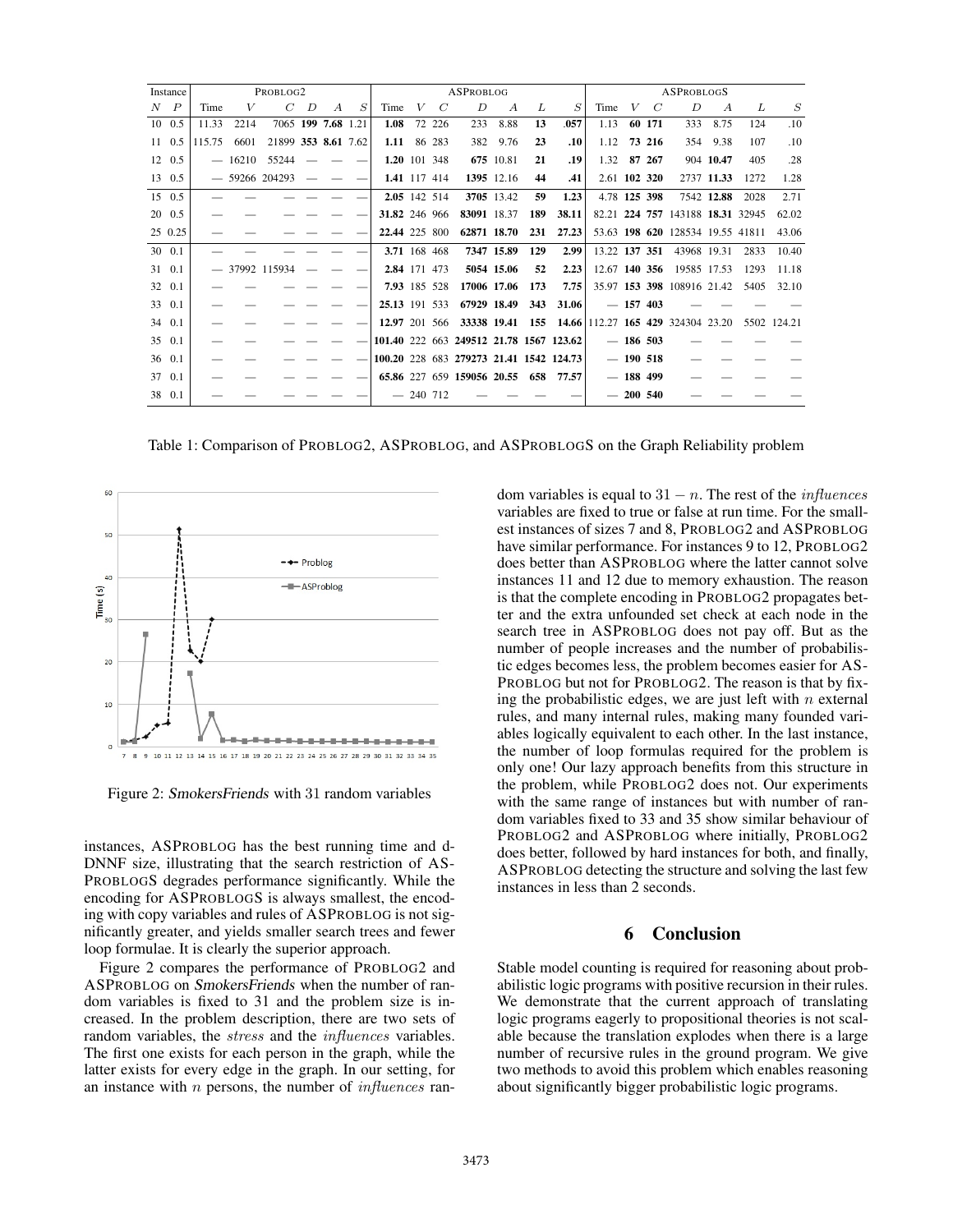| Instance | | ProbLog2 | | | | | | ASProbLog | | | | | | | ASProbLogS | | | | | | |
|---|---|---|---|---|---|---|---|---|---|---|---|---|---|---|---|---|---|---|---|---|---|
| $N$ | $P$ | Time | $V$ | $C$ | $D$ | $A$ | $S$ | Time | $V$ | $C$ | $D$ | $A$ | $L$ | $S$ | Time | $V$ | $C$ | $D$ | $A$ | $L$ | $S$ |
| 10 | 0.5 | 11.33 | 2214 | 7065 | **199** | **7.68** | 1.21 | **1.08** | 72 | 226 | 233 | 8.88 | **13** | **.057** | 1.13 | **60** | **171** | 333 | 8.75 | 124 | .10 |
| 11 | 0.5 | 115.75 | 6601 | 21899 | **353** | **8.61** | 7.62 | **1.11** | 86 | 283 | 382 | 9.76 | **23** | **.10** | 1.12 | **73** | **216** | 354 | 9.38 | 107 | .10 |
| 12 | 0.5 | — | 16210 | 55244 | — | — | — | **1.20** | 101 | 348 | **675** | 10.81 | **21** | **.19** | 1.32 | **87** | **267** | 904 | **10.47** | 405 | .28 |
| 13 | 0.5 | — | 59266 | 204293 | — | — | — | **1.41** | 117 | 414 | **1395** | 12.16 | **44** | **.41** | 2.61 | **102** | **320** | 2737 | **11.33** | 1272 | 1.28 |
| 15 | 0.5 | — | — | — | — | — | — | **2.05** | 142 | 514 | **3705** | 13.42 | **59** | **1.23** | 4.78 | **125** | **398** | 7542 | **12.88** | 2028 | 2.71 |
| 20 | 0.5 | — | — | — | — | — | — | **31.82** | 246 | 966 | **83091** | 18.37 | **189** | **38.11** | 82.21 | **224** | **757** | 143188 | **18.31** | 32945 | 62.02 |
| 25 | 0.25 | — | — | — | — | — | — | **22.44** | 225 | 800 | **62871** | **18.70** | **231** | **27.23** | 53.63 | **198** | **620** | 128534 | 19.55 | 41811 | 43.06 |
| 30 | 0.1 | — | — | — | — | — | — | **3.71** | 168 | 468 | **7347** | **15.89** | **129** | **2.99** | 13.22 | **137** | **351** | 43968 | 19.31 | 2833 | 10.40 |
| 31 | 0.1 | — | 37992 | 115934 | — | — | — | **2.84** | 171 | 473 | **5054** | **15.06** | **52** | **2.23** | 12.67 | **140** | **356** | 19585 | 17.53 | 1293 | 11.18 |
| 32 | 0.1 | — | — | — | — | — | — | **7.93** | 185 | 528 | **17006** | **17.06** | **173** | **7.75** | 35.97 | **153** | **398** | 108916 | 21.42 | 5405 | 32.10 |
| 33 | 0.1 | — | — | — | — | — | — | **25.13** | 191 | 533 | **67929** | **18.49** | **343** | **31.06** | — | **157** | **403** | — | — | — | — |
| 34 | 0.1 | — | — | — | — | — | — | **12.97** | 201 | 566 | **33338** | **19.41** | **155** | **14.66** | 112.27 | **165** | **429** | 324304 | 23.20 | 5502 | 124.21 |
| 35 | 0.1 | — | — | — | — | — | — | **101.40** | 222 | 663 | **249512** | **21.78** | **1567** | **123.62** | — | **186** | **503** | — | — | — | — |
| 36 | 0.1 | — | — | — | — | — | — | **100.20** | 228 | 683 | **279273** | **21.41** | **1542** | **124.73** | — | **190** | **518** | — | — | — | — |
| 37 | 0.1 | — | — | — | — | — | — | **65.86** | 227 | 659 | **159056** | **20.55** | **658** | **77.57** | — | **188** | **499** | — | — | — | — |
| 38 | 0.1 | — | — | — | — | — | — | — | 240 | 712 | — | — | — | — | — | **200** | **540** | — | — | — | — |

Table 1: Comparison of ProbLog2, ASProbLog, and ASProbLogS on the Graph Reliability problem

Figure 2: *SmokersFriends* with 31 random variables

instances, ASProbLog has the best running time and d-DNNF size, illustrating that the search restriction of ASProbLogS degrades performance significantly. While the encoding for ASProbLogS is always smallest, the encoding with copy variables and rules of ASProbLog is not significantly greater, and yields smaller search trees and fewer loop formulae. It is clearly the superior approach.

Figure 2 compares the performance of ProbLog2 and ASProbLog on *SmokersFriends* when the number of random variables is fixed to 31 and the problem size is increased. In the problem description, there are two sets of random variables, the *stress* and the *influences* variables. The first one exists for each person in the graph, while the latter exists for every edge in the graph. In our setting, for an instance with $n$ persons, the number of *influences* random variables is equal to $31 - n$. The rest of the *influences* variables are fixed to true or false at run time. For the smallest instances of sizes 7 and 8, ProbLog2 and ASProbLog have similar performance. For instances 9 to 12, ProbLog2 does better than ASProbLog where the latter cannot solve instances 11 and 12 due to memory exhaustion. The reason is that the complete encoding in ProbLog2 propagates better and the extra unfounded set check at each node in the search tree in ASProbLog does not pay off. But as the number of people increases and the number of probabilistic edges becomes less, the problem becomes easier for ASProbLog but not for ProbLog2. The reason is that by fixing the probabilistic edges, we are just left with $n$ external rules, and many internal rules, making many founded variables logically equivalent to each other. In the last instance, the number of loop formulas required for the problem is only one! Our lazy approach benefits from this structure in the problem, while ProbLog2 does not. Our experiments with the same range of instances but with number of random variables fixed to 33 and 35 show similar behaviour of ProbLog2 and ASProbLog where initially, ProbLog2 does better, followed by hard instances for both, and finally, ASProbLog detecting the structure and solving the last few instances in less than 2 seconds.

## 6 Conclusion

Stable model counting is required for reasoning about probabilistic logic programs with positive recursion in their rules. We demonstrate that the current approach of translating logic programs eagerly to propositional theories is not scalable because the translation explodes when there is a large number of recursive rules in the ground program. We give two methods to avoid this problem which enables reasoning about significantly bigger probabilistic logic programs.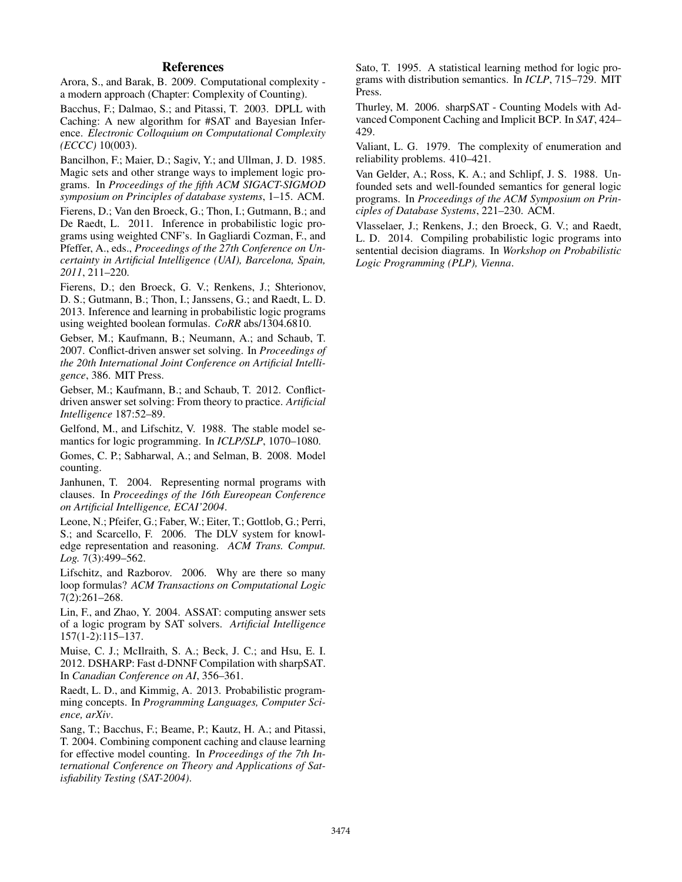## References

Arora, S., and Barak, B. 2009. Computational complexity - a modern approach (Chapter: Complexity of Counting).

Bacchus, F.; Dalmao, S.; and Pitassi, T. 2003. DPLL with Caching: A new algorithm for #SAT and Bayesian Inference. *Electronic Colloquium on Computational Complexity (ECCC)* 10(003).

Bancilhon, F.; Maier, D.; Sagiv, Y.; and Ullman, J. D. 1985. Magic sets and other strange ways to implement logic programs. In *Proceedings of the fifth ACM SIGACT-SIGMOD symposium on Principles of database systems*, 1–15. ACM.

Fierens, D.; Van den Broeck, G.; Thon, I.; Gutmann, B.; and De Raedt, L. 2011. Inference in probabilistic logic programs using weighted CNF's. In Gagliardi Cozman, F., and Pfeffer, A., eds., *Proceedings of the 27th Conference on Uncertainty in Artificial Intelligence (UAI), Barcelona, Spain, 2011*, 211–220.

Fierens, D.; den Broeck, G. V.; Renkens, J.; Shterionov, D. S.; Gutmann, B.; Thon, I.; Janssens, G.; and Raedt, L. D. 2013. Inference and learning in probabilistic logic programs using weighted boolean formulas. *CoRR* abs/1304.6810.

Gebser, M.; Kaufmann, B.; Neumann, A.; and Schaub, T. 2007. Conflict-driven answer set solving. In *Proceedings of the 20th International Joint Conference on Artificial Intelligence*, 386. MIT Press.

Gebser, M.; Kaufmann, B.; and Schaub, T. 2012. Conflict-driven answer set solving: From theory to practice. *Artificial Intelligence* 187:52–89.

Gelfond, M., and Lifschitz, V. 1988. The stable model semantics for logic programming. In *ICLP/SLP*, 1070–1080.

Gomes, C. P.; Sabharwal, A.; and Selman, B. 2008. Model counting.

Janhunen, T. 2004. Representing normal programs with clauses. In *Proceedings of the 16th Eureopean Conference on Artificial Intelligence, ECAI'2004*.

Leone, N.; Pfeifer, G.; Faber, W.; Eiter, T.; Gottlob, G.; Perri, S.; and Scarcello, F. 2006. The DLV system for knowledge representation and reasoning. *ACM Trans. Comput. Log.* 7(3):499–562.

Lifschitz, and Razborov. 2006. Why are there so many loop formulas? *ACM Transactions on Computational Logic* 7(2):261–268.

Lin, F., and Zhao, Y. 2004. ASSAT: computing answer sets of a logic program by SAT solvers. *Artificial Intelligence* 157(1-2):115–137.

Muise, C. J.; McIlraith, S. A.; Beck, J. C.; and Hsu, E. I. 2012. DSHARP: Fast d-DNNF Compilation with sharpSAT. In *Canadian Conference on AI*, 356–361.

Raedt, L. D., and Kimmig, A. 2013. Probabilistic programming concepts. In *Programming Languages, Computer Science, arXiv*.

Sang, T.; Bacchus, F.; Beame, P.; Kautz, H. A.; and Pitassi, T. 2004. Combining component caching and clause learning for effective model counting. In *Proceedings of the 7th International Conference on Theory and Applications of Satisfiability Testing (SAT-2004)*.

Sato, T. 1995. A statistical learning method for logic programs with distribution semantics. In *ICLP*, 715–729. MIT Press.

Thurley, M. 2006. sharpSAT - Counting Models with Advanced Component Caching and Implicit BCP. In *SAT*, 424–429.

Valiant, L. G. 1979. The complexity of enumeration and reliability problems. 410–421.

Van Gelder, A.; Ross, K. A.; and Schlipf, J. S. 1988. Unfounded sets and well-founded semantics for general logic programs. In *Proceedings of the ACM Symposium on Principles of Database Systems*, 221–230. ACM.

Vlasselaer, J.; Renkens, J.; den Broeck, G. V.; and Raedt, L. D. 2014. Compiling probabilistic logic programs into sentential decision diagrams. In *Workshop on Probabilistic Logic Programming (PLP), Vienna*.